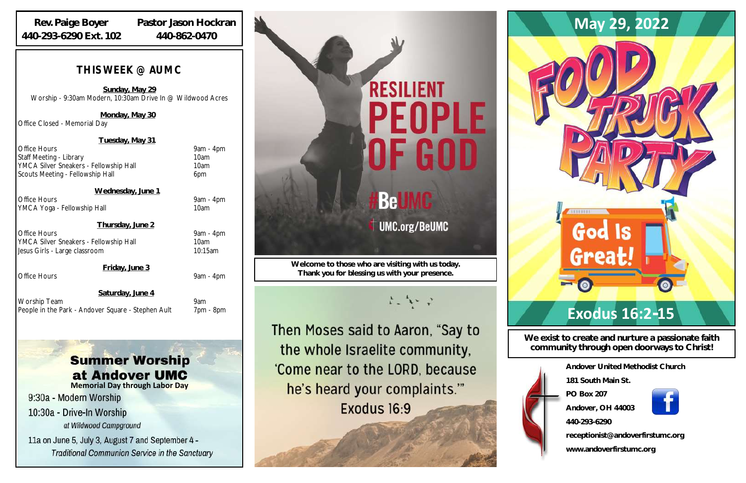**Rev. Paige Boyer** 440-293-6290 Ext. 102

**Pastor Jason Hockran** 440-862-0470

## THIS WEEK @ AUMC

**Sunday, May 29**

Worship - 9:30am Modern, 10:30am Drive In @ Wildwood Acres

**Monday, May 30**

Office Closed - Memorial Day

**Tuesday, May 31**

| | |
|---|---|
| Office Hours | 9am - 4pm |
| Staff Meeting - Library | 10am |
| YMCA Silver Sneakers - Fellowship Hall | 10am |
| Scouts Meeting - Fellowship Hall | 6pm |

**Wednesday, June 1**

| | |
|---|---|
| Office Hours | 9am - 4pm |
| YMCA Yoga - Fellowship Hall | 10am |

**Thursday, June 2**

| | |
|---|---|
| Office Hours | 9am - 4pm |
| YMCA Silver Sneakers - Fellowship Hall | 10am |
| Jesus Girls - Large classroom | 10:15am |

**Friday, June 3**

| | |
|---|---|
| Office Hours | 9am - 4pm |

**Saturday, June 4**

| | |
|---|---|
| Worship Team | 9am |
| People in the Park - Andover Square - Stephen Ault | 7pm - 8pm |

## Summer Worship at Andover UMC

**Memorial Day through Labor Day**

9:30a - Modern Worship

10:30a - Drive-In Worship
*at Wildwood Campground*

11a on June 5, July 3, August 7 and September 4 -
*Traditional Communion Service in the Sanctuary*

RESILIENT PEOPLE OF GOD

#BeUMC

UMC.org/BeUMC

**Welcome to those who are visiting with us today. Thank you for blessing us with your presence.**

Then Moses said to Aaron, "Say to the whole Israelite community, 'Come near to the LORD, because he's heard your complaints.'" Exodus 16:9

## May 29, 2022

# FOOD TRUCK PARTY

God Is Great!

## Exodus 16:2-15

**We exist to create and nurture a passionate faith community through open doorways to Christ!**

**Andover United Methodist Church**
**181 South Main St.**
**PO Box 207**
**Andover, OH 44003**
**440-293-6290**
**receptionist@andoverfirstumc.org**
**www.andoverfirstumc.org**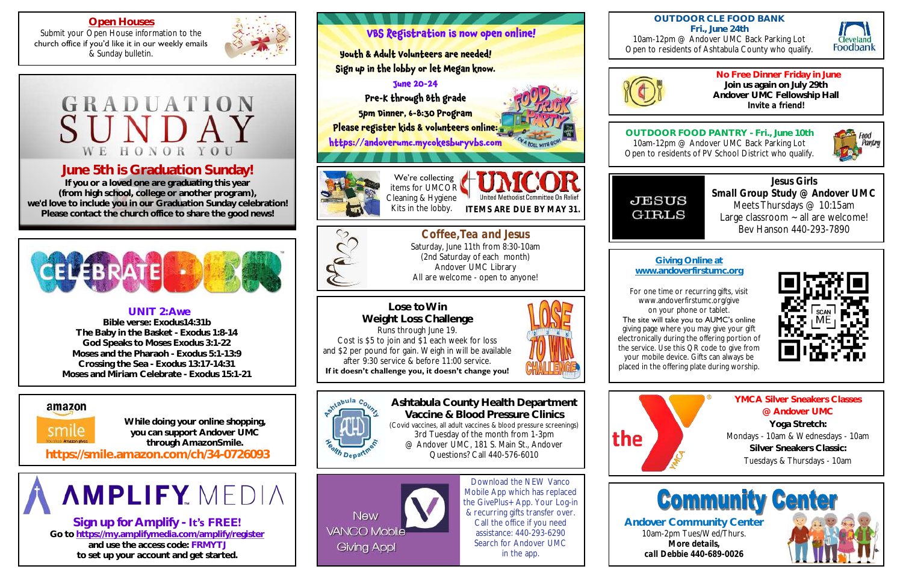## Open Houses

Submit your Open House information to the church office if you'd like it in our weekly emails & Sunday bulletin.

# GRADUATION SUNDAY

WE HONOR YOU

## June 5th is Graduation Sunday!

**If you or a loved one are graduating this year (from high school, college or another program), we'd love to include you in our Graduation Sunday celebration! Please contact the church office to share the good news!**

CELEBRATE WONDER

### UNIT 2:Awe

**Bible verse: Exodus14:31b**
**The Baby in the Basket - Exodus 1:8-14**
**God Speaks to Moses Exodus 3:1-22**
**Moses and the Pharaoh - Exodus 5:1-13:9**
**Crossing the Sea - Exodus 13:17-14:31**
**Moses and Miriam Celebrate - Exodus 15:1-21**

amazon smile

**While doing your online shopping, you can support Andover UMC through AmazonSmile.**

**https://smile.amazon.com/ch/34-0726093**

AMPLIFY MEDIA

**Sign up for Amplify - It's FREE!**
**Go to https://my.amplifymedia.com/amplify/register and use the access code: FRMYTJ to set up your account and get started.**

## VBS Registration is now open online!

**Youth & Adult Volunteers are needed! Sign up in the lobby or let Megan know.**

**June 20-24**
**Pre-K through 8th grade**
**5pm Dinner, 6-8:30 Program**
**Please register kids & volunteers online:**
**https://andoverumc.mycokesburyvbs.com**

We're collecting items for UMCOR Cleaning & Hygiene Kits in the lobby.

UMCOR United Methodist Committee On Relief

**ITEMS ARE DUE BY MAY 31.**

## Coffee,Tea and Jesus

Saturday, June 11th from 8:30-10am
(2nd Saturday of each month)
Andover UMC Library
All are welcome - open to anyone!

## Lose to Win Weight Loss Challenge

Runs through June 19.
Cost is $5 to join and $1 each week for loss and $2 per pound for gain. Weigh in will be available after 9:30 service & before 11:00 service.
**If it doesn't challenge you, it doesn't change you!**

## Ashtabula County Health Department Vaccine & Blood Pressure Clinics

(Covid vaccines, all adult vaccines & blood pressure screenings)
3rd Tuesday of the month from 1-3pm
@ Andover UMC, 181 S. Main St., Andover
Questions? Call 440-576-6010

New VANCO Mobile Giving App!

Download the NEW Vanco Mobile App which has replaced the GivePlus+ App. Your Log-in & recurring gifts transfer over. Call the office if you need assistance: 440-293-6290
Search for Andover UMC in the app.

## OUTDOOR CLE FOOD BANK

**Fri., June 24th**
10am-12pm @ Andover UMC Back Parking Lot
Open to residents of Ashtabula County who qualify.

**No Free Dinner Friday in June**
**Join us again on July 29th**
**Andover UMC Fellowship Hall**
**Invite a friend!**

## OUTDOOR FOOD PANTRY - Fri., June 10th

10am-12pm @ Andover UMC Back Parking Lot
Open to residents of PV School District who qualify.

JESUS GIRLS

**Jesus Girls**
**Small Group Study @ Andover UMC**
Meets Thursdays @ 10:15am
Large classroom ~ all are welcome!
Bev Hanson 440-293-7890

## Giving Online at www.andoverfirstumc.org

For one time or recurring gifts, visit www.andoverfirstumc.org/give on your phone or tablet.
The site will take you to AUMC's online giving page where you may give your gift electronically during the offering portion of the service. Use this QR code to give from your mobile device. Gifts can always be placed in the offering plate during worship.

SCAN ME

## YMCA Silver Sneakers Classes @ Andover UMC

**Yoga Stretch:**
Mondays - 10am & Wednesdays - 10am
**Silver Sneakers Classic:**
Tuesdays & Thursdays - 10am

# Community Center

**Andover Community Center**
10am-2pm Tues/Wed/Thurs.
**More details, call Debbie 440-689-0026**